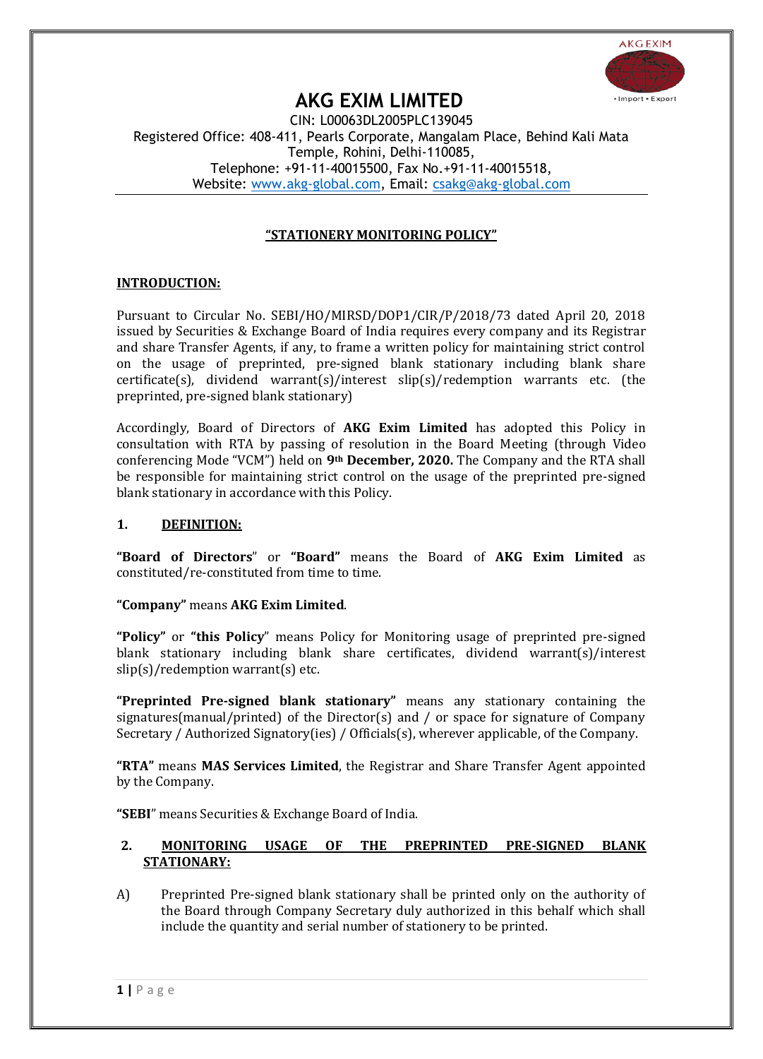# AKG EXIM LIMITED

CIN: L00063DL2005PLC139045
Registered Office: 408-411, Pearls Corporate, Mangalam Place, Behind Kali Mata Temple, Rohini, Delhi-110085,
Telephone: +91-11-40015500, Fax No.+91-11-40015518,
Website: www.akg-global.com, Email: csakg@akg-global.com

## "STATIONERY MONITORING POLICY"

### INTRODUCTION:

Pursuant to Circular No. SEBI/HO/MIRSD/DOP1/CIR/P/2018/73 dated April 20, 2018 issued by Securities & Exchange Board of India requires every company and its Registrar and share Transfer Agents, if any, to frame a written policy for maintaining strict control on the usage of preprinted, pre-signed blank stationary including blank share certificate(s), dividend warrant(s)/interest slip(s)/redemption warrants etc. (the preprinted, pre-signed blank stationary)

Accordingly, Board of Directors of **AKG Exim Limited** has adopted this Policy in consultation with RTA by passing of resolution in the Board Meeting (through Video conferencing Mode "VCM") held on **9th December, 2020.** The Company and the RTA shall be responsible for maintaining strict control on the usage of the preprinted pre-signed blank stationary in accordance with this Policy.

### 1. DEFINITION:

**"Board of Directors"** or **"Board"** means the Board of **AKG Exim Limited** as constituted/re-constituted from time to time.

**"Company"** means **AKG Exim Limited**.

**"Policy"** or **"this Policy"** means Policy for Monitoring usage of preprinted pre-signed blank stationary including blank share certificates, dividend warrant(s)/interest slip(s)/redemption warrant(s) etc.

**"Preprinted Pre-signed blank stationary"** means any stationary containing the signatures(manual/printed) of the Director(s) and / or space for signature of Company Secretary / Authorized Signatory(ies) / Officials(s), wherever applicable, of the Company.

**"RTA"** means **MAS Services Limited**, the Registrar and Share Transfer Agent appointed by the Company.

**"SEBI"** means Securities & Exchange Board of India.

### 2. MONITORING USAGE OF THE PREPRINTED PRE-SIGNED BLANK STATIONARY:

A) Preprinted Pre-signed blank stationary shall be printed only on the authority of the Board through Company Secretary duly authorized in this behalf which shall include the quantity and serial number of stationery to be printed.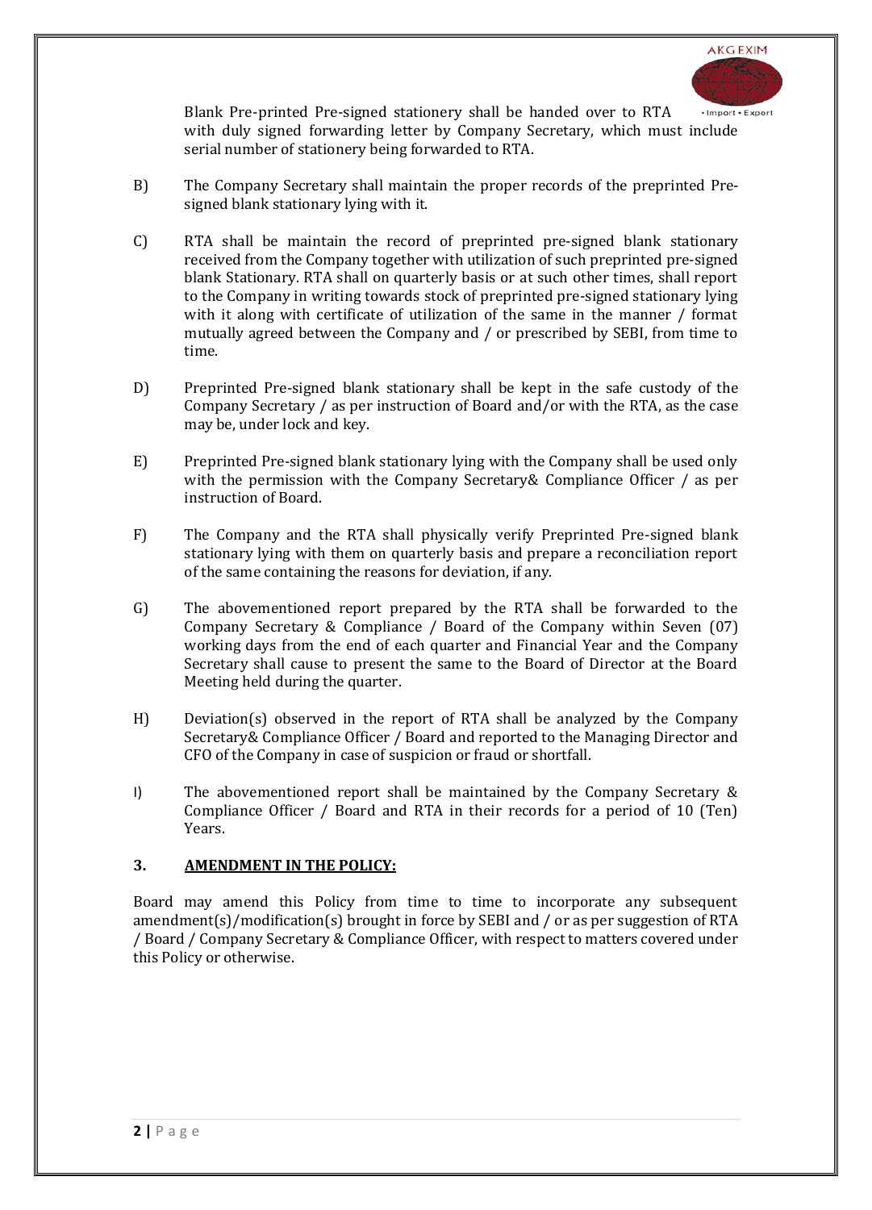Blank Pre-printed Pre-signed stationery shall be handed over to RTA with duly signed forwarding letter by Company Secretary, which must include serial number of stationery being forwarded to RTA.

B) The Company Secretary shall maintain the proper records of the preprinted Pre-signed blank stationary lying with it.

C) RTA shall be maintain the record of preprinted pre-signed blank stationary received from the Company together with utilization of such preprinted pre-signed blank Stationary. RTA shall on quarterly basis or at such other times, shall report to the Company in writing towards stock of preprinted pre-signed stationary lying with it along with certificate of utilization of the same in the manner / format mutually agreed between the Company and / or prescribed by SEBI, from time to time.

D) Preprinted Pre-signed blank stationary shall be kept in the safe custody of the Company Secretary / as per instruction of Board and/or with the RTA, as the case may be, under lock and key.

E) Preprinted Pre-signed blank stationary lying with the Company shall be used only with the permission with the Company Secretary& Compliance Officer / as per instruction of Board.

F) The Company and the RTA shall physically verify Preprinted Pre-signed blank stationary lying with them on quarterly basis and prepare a reconciliation report of the same containing the reasons for deviation, if any.

G) The abovementioned report prepared by the RTA shall be forwarded to the Company Secretary & Compliance / Board of the Company within Seven (07) working days from the end of each quarter and Financial Year and the Company Secretary shall cause to present the same to the Board of Director at the Board Meeting held during the quarter.

H) Deviation(s) observed in the report of RTA shall be analyzed by the Company Secretary& Compliance Officer / Board and reported to the Managing Director and CFO of the Company in case of suspicion or fraud or shortfall.

I) The abovementioned report shall be maintained by the Company Secretary & Compliance Officer / Board and RTA in their records for a period of 10 (Ten) Years.

## 3. AMENDMENT IN THE POLICY:

Board may amend this Policy from time to time to incorporate any subsequent amendment(s)/modification(s) brought in force by SEBI and / or as per suggestion of RTA / Board / Company Secretary & Compliance Officer, with respect to matters covered under this Policy or otherwise.